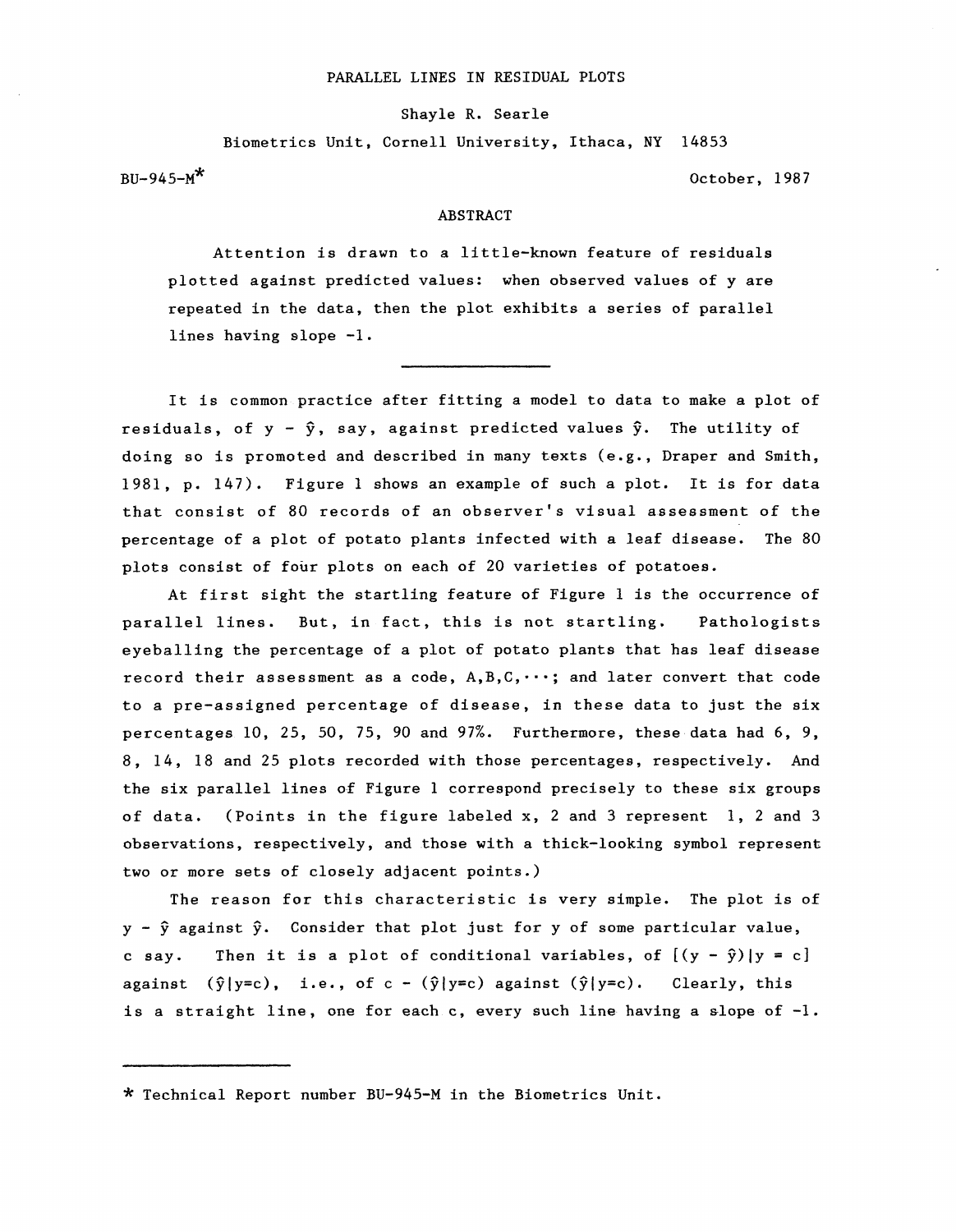# PARALLEL LINES IN RESIDUAL PLOTS

Shayle R. Searle

Biometrics Unit, Cornell University, Ithaca, NY 14853

BU-945-M*

October, 1987

## ABSTRACT

Attention is drawn to a little-known feature of residuals plotted against predicted values: when observed values of y are repeated in the data, then the plot exhibits a series of parallel lines having slope -1.

---

It is common practice after fitting a model to data to make a plot of residuals, of $y - \hat{y}$, say, against predicted values $\hat{y}$. The utility of doing so is promoted and described in many texts (e.g., Draper and Smith, 1981, p. 147). Figure 1 shows an example of such a plot. It is for data that consist of 80 records of an observer's visual assessment of the percentage of a plot of potato plants infected with a leaf disease. The 80 plots consist of four plots on each of 20 varieties of potatoes.

At first sight the startling feature of Figure 1 is the occurrence of parallel lines. But, in fact, this is not startling. Pathologists eyeballing the percentage of a plot of potato plants that has leaf disease record their assessment as a code, A,B,C,$\cdots$; and later convert that code to a pre-assigned percentage of disease, in these data to just the six percentages 10, 25, 50, 75, 90 and 97%. Furthermore, these data had 6, 9, 8, 14, 18 and 25 plots recorded with those percentages, respectively. And the six parallel lines of Figure 1 correspond precisely to these six groups of data. (Points in the figure labeled x, 2 and 3 represent 1, 2 and 3 observations, respectively, and those with a thick-looking symbol represent two or more sets of closely adjacent points.)

The reason for this characteristic is very simple. The plot is of $y - \hat{y}$ against $\hat{y}$. Consider that plot just for y of some particular value, c say. Then it is a plot of conditional variables, of $[(y - \hat{y})|y = c]$ against $(\hat{y}|y=c)$, i.e., of $c - (\hat{y}|y=c)$ against $(\hat{y}|y=c)$. Clearly, this is a straight line, one for each c, every such line having a slope of -1.

---

* Technical Report number BU-945-M in the Biometrics Unit.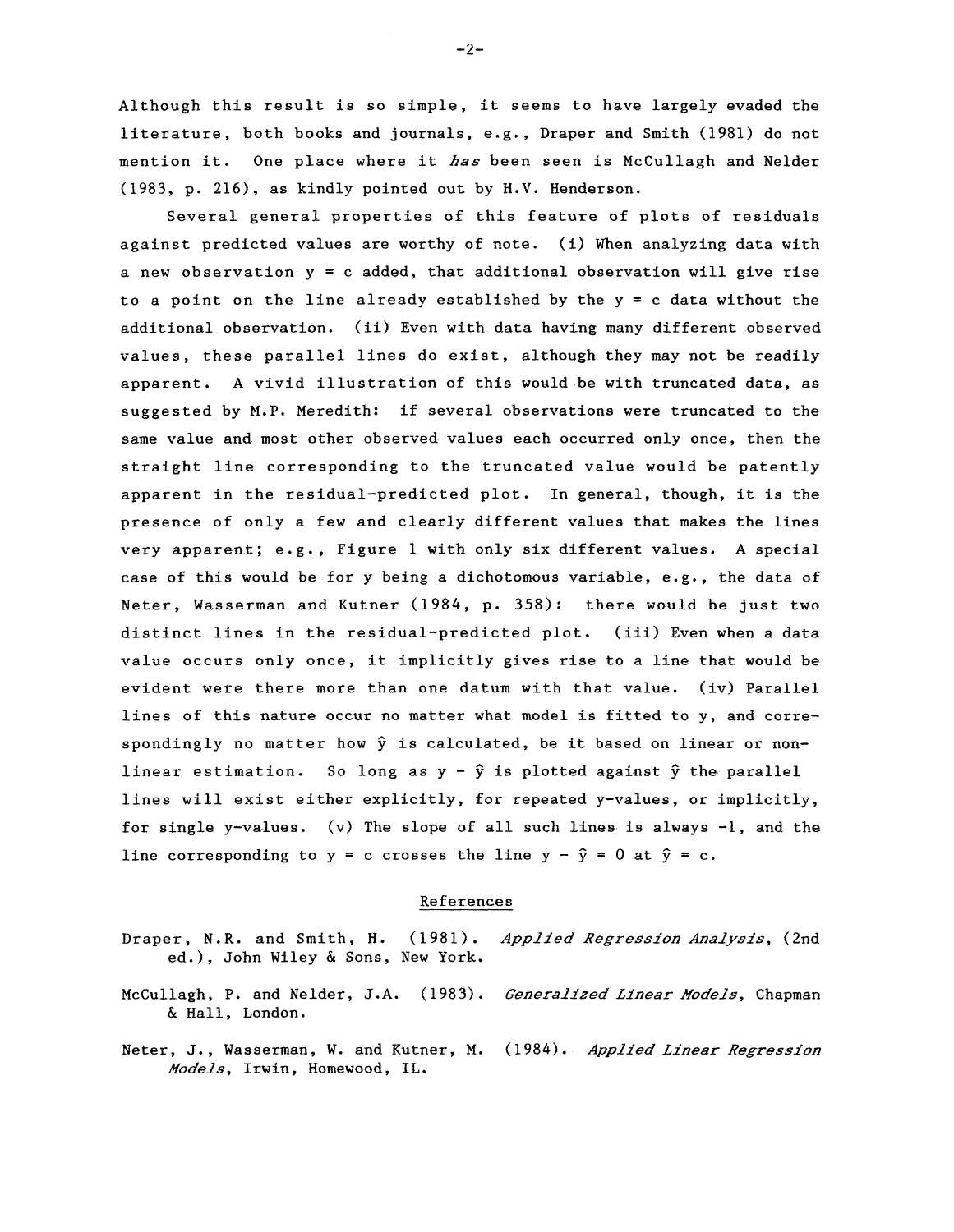Although this result is so simple, it seems to have largely evaded the literature, both books and journals, e.g., Draper and Smith (1981) do not mention it. One place where it *has* been seen is McCullagh and Nelder (1983, p. 216), as kindly pointed out by H.V. Henderson.

Several general properties of this feature of plots of residuals against predicted values are worthy of note. (i) When analyzing data with a new observation $y = c$ added, that additional observation will give rise to a point on the line already established by the $y = c$ data without the additional observation. (ii) Even with data having many different observed values, these parallel lines do exist, although they may not be readily apparent. A vivid illustration of this would be with truncated data, as suggested by M.P. Meredith: if several observations were truncated to the same value and most other observed values each occurred only once, then the straight line corresponding to the truncated value would be patently apparent in the residual-predicted plot. In general, though, it is the presence of only a few and clearly different values that makes the lines very apparent; e.g., Figure 1 with only six different values. A special case of this would be for y being a dichotomous variable, e.g., the data of Neter, Wasserman and Kutner (1984, p. 358): there would be just two distinct lines in the residual-predicted plot. (iii) Even when a data value occurs only once, it implicitly gives rise to a line that would be evident were there more than one datum with that value. (iv) Parallel lines of this nature occur no matter what model is fitted to y, and correspondingly no matter how $\hat{y}$ is calculated, be it based on linear or nonlinear estimation. So long as $y - \hat{y}$ is plotted against $\hat{y}$ the parallel lines will exist either explicitly, for repeated y-values, or implicitly, for single y-values. (v) The slope of all such lines is always $-1$, and the line corresponding to $y = c$ crosses the line $y - \hat{y} = 0$ at $\hat{y} = c$.

## References

Draper, N.R. and Smith, H. (1981). *Applied Regression Analysis*, (2nd ed.), John Wiley & Sons, New York.

McCullagh, P. and Nelder, J.A. (1983). *Generalized Linear Models*, Chapman & Hall, London.

Neter, J., Wasserman, W. and Kutner, M. (1984). *Applied Linear Regression Models*, Irwin, Homewood, IL.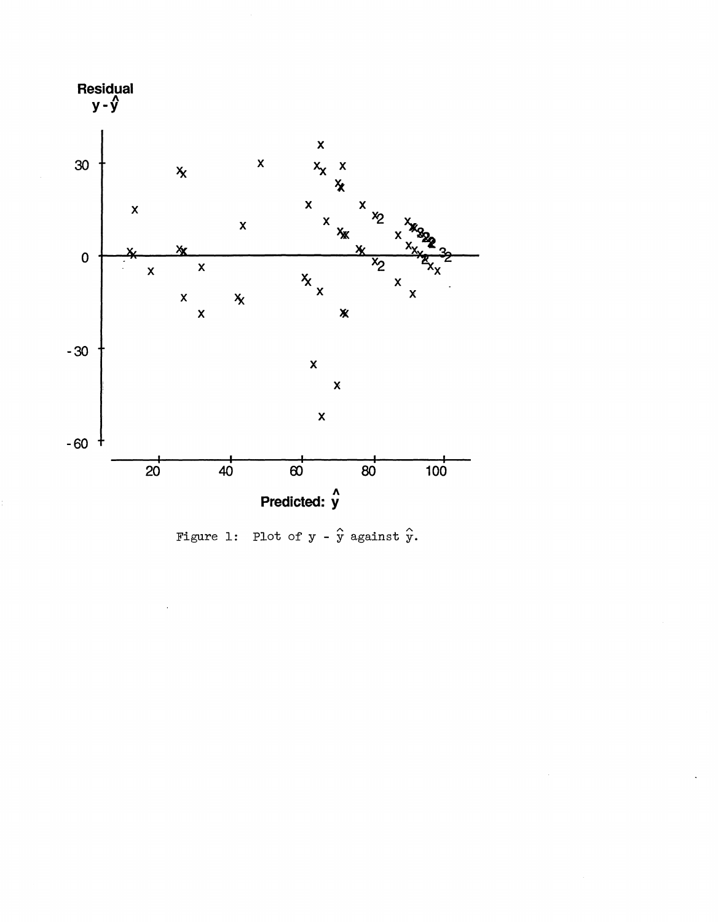Residual
$y - \hat{y}$

30

0

-30

-60

20

40

60

80

100

Predicted: $\hat{y}$

Figure 1: Plot of $y - \hat{y}$ against $\hat{y}$.